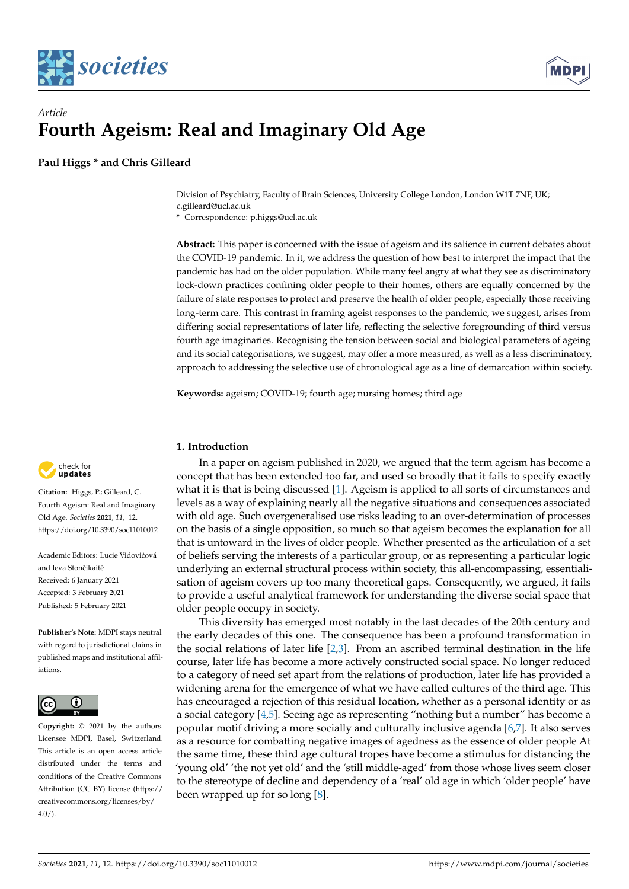*Article*

# Fourth Ageism: Real and Imaginary Old Age

**Paul Higgs * and Chris Gilleard**

Division of Psychiatry, Faculty of Brain Sciences, University College London, London W1T 7NF, UK; c.gilleard@ucl.ac.uk
* Correspondence: p.higgs@ucl.ac.uk

**Abstract:** This paper is concerned with the issue of ageism and its salience in current debates about the COVID-19 pandemic. In it, we address the question of how best to interpret the impact that the pandemic has had on the older population. While many feel angry at what they see as discriminatory lock-down practices confining older people to their homes, others are equally concerned by the failure of state responses to protect and preserve the health of older people, especially those receiving long-term care. This contrast in framing ageist responses to the pandemic, we suggest, arises from differing social representations of later life, reflecting the selective foregrounding of third versus fourth age imaginaries. Recognising the tension between social and biological parameters of ageing and its social categorisations, we suggest, may offer a more measured, as well as a less discriminatory, approach to addressing the selective use of chronological age as a line of demarcation within society.

**Keywords:** ageism; COVID-19; fourth age; nursing homes; third age

**Citation:** Higgs, P.; Gilleard, C. Fourth Ageism: Real and Imaginary Old Age. *Societies* **2021**, *11*, 12. https://doi.org/10.3390/soc11010012

Academic Editors: Lucie Vidovićová and Ieva Stončikaitė

Received: 6 January 2021
Accepted: 3 February 2021
Published: 5 February 2021

**Publisher's Note:** MDPI stays neutral with regard to jurisdictional claims in published maps and institutional affiliations.

**Copyright:** © 2021 by the authors. Licensee MDPI, Basel, Switzerland. This article is an open access article distributed under the terms and conditions of the Creative Commons Attribution (CC BY) license (https://creativecommons.org/licenses/by/4.0/).

## 1. Introduction

In a paper on ageism published in 2020, we argued that the term ageism has become a concept that has been extended too far, and used so broadly that it fails to specify exactly what it is that is being discussed [1]. Ageism is applied to all sorts of circumstances and levels as a way of explaining nearly all the negative situations and consequences associated with old age. Such overgeneralised use risks leading to an over-determination of processes on the basis of a single opposition, so much so that ageism becomes the explanation for all that is untoward in the lives of older people. Whether presented as the articulation of a set of beliefs serving the interests of a particular group, or as representing a particular logic underlying an external structural process within society, this all-encompassing, essentialisation of ageism covers up too many theoretical gaps. Consequently, we argued, it fails to provide a useful analytical framework for understanding the diverse social space that older people occupy in society.

This diversity has emerged most notably in the last decades of the 20th century and the early decades of this one. The consequence has been a profound transformation in the social relations of later life [2,3]. From an ascribed terminal destination in the life course, later life has become a more actively constructed social space. No longer reduced to a category of need set apart from the relations of production, later life has provided a widening arena for the emergence of what we have called cultures of the third age. This has encouraged a rejection of this residual location, whether as a personal identity or as a social category [4,5]. Seeing age as representing "nothing but a number" has become a popular motif driving a more socially and culturally inclusive agenda [6,7]. It also serves as a resource for combatting negative images of agedness as the essence of older people At the same time, these third age cultural tropes have become a stimulus for distancing the 'young old' 'the not yet old' and the 'still middle-aged' from those whose lives seem closer to the stereotype of decline and dependency of a 'real' old age in which 'older people' have been wrapped up for so long [8].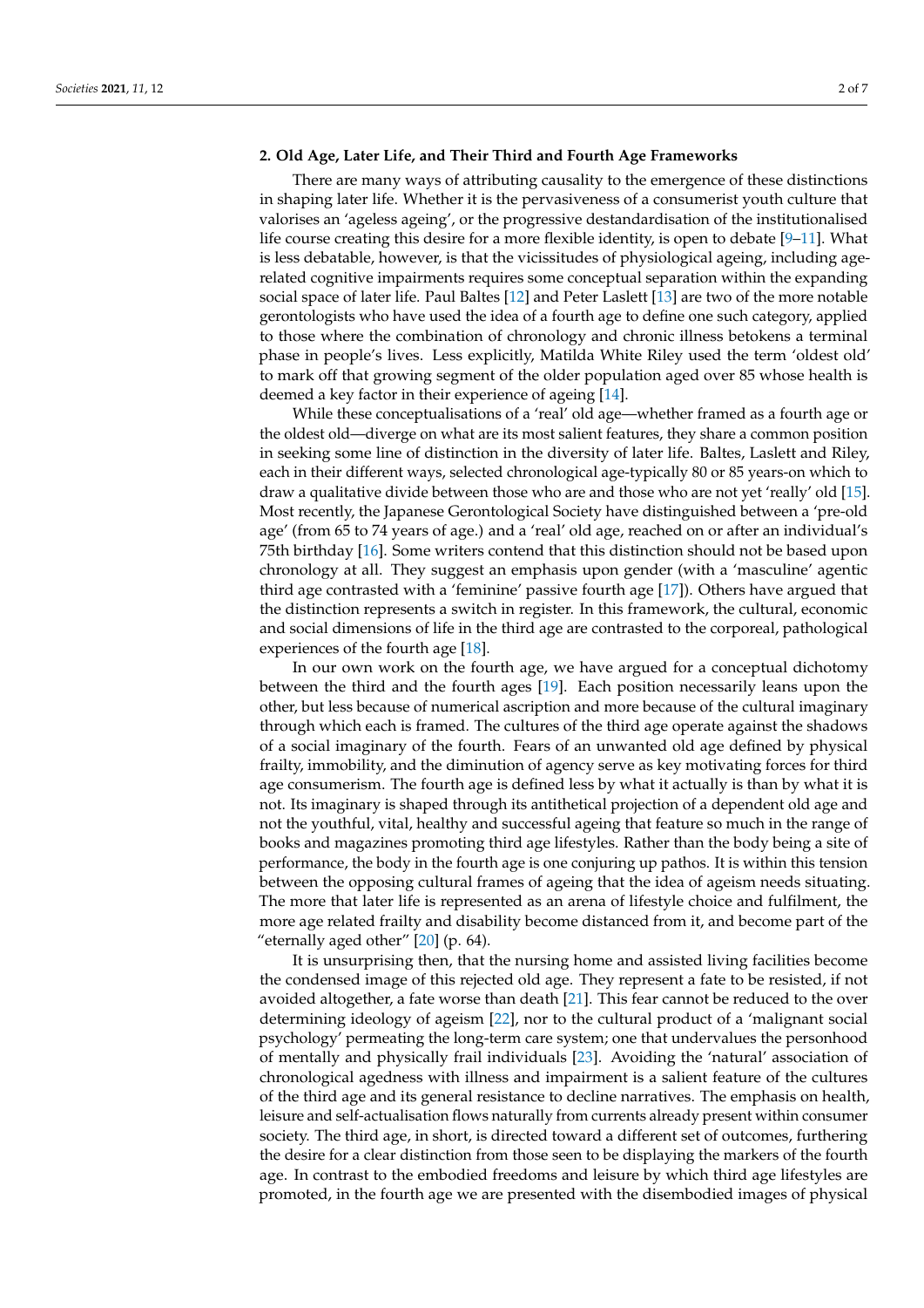## 2. Old Age, Later Life, and Their Third and Fourth Age Frameworks

There are many ways of attributing causality to the emergence of these distinctions in shaping later life. Whether it is the pervasiveness of a consumerist youth culture that valorises an 'ageless ageing', or the progressive destandardisation of the institutionalised life course creating this desire for a more flexible identity, is open to debate [9–11]. What is less debatable, however, is that the vicissitudes of physiological ageing, including age-related cognitive impairments requires some conceptual separation within the expanding social space of later life. Paul Baltes [12] and Peter Laslett [13] are two of the more notable gerontologists who have used the idea of a fourth age to define one such category, applied to those where the combination of chronology and chronic illness betokens a terminal phase in people's lives. Less explicitly, Matilda White Riley used the term 'oldest old' to mark off that growing segment of the older population aged over 85 whose health is deemed a key factor in their experience of ageing [14].

While these conceptualisations of a 'real' old age—whether framed as a fourth age or the oldest old—diverge on what are its most salient features, they share a common position in seeking some line of distinction in the diversity of later life. Baltes, Laslett and Riley, each in their different ways, selected chronological age-typically 80 or 85 years-on which to draw a qualitative divide between those who are and those who are not yet 'really' old [15]. Most recently, the Japanese Gerontological Society have distinguished between a 'pre-old age' (from 65 to 74 years of age.) and a 'real' old age, reached on or after an individual's 75th birthday [16]. Some writers contend that this distinction should not be based upon chronology at all. They suggest an emphasis upon gender (with a 'masculine' agentic third age contrasted with a 'feminine' passive fourth age [17]). Others have argued that the distinction represents a switch in register. In this framework, the cultural, economic and social dimensions of life in the third age are contrasted to the corporeal, pathological experiences of the fourth age [18].

In our own work on the fourth age, we have argued for a conceptual dichotomy between the third and the fourth ages [19]. Each position necessarily leans upon the other, but less because of numerical ascription and more because of the cultural imaginary through which each is framed. The cultures of the third age operate against the shadows of a social imaginary of the fourth. Fears of an unwanted old age defined by physical frailty, immobility, and the diminution of agency serve as key motivating forces for third age consumerism. The fourth age is defined less by what it actually is than by what it is not. Its imaginary is shaped through its antithetical projection of a dependent old age and not the youthful, vital, healthy and successful ageing that feature so much in the range of books and magazines promoting third age lifestyles. Rather than the body being a site of performance, the body in the fourth age is one conjuring up pathos. It is within this tension between the opposing cultural frames of ageing that the idea of ageism needs situating. The more that later life is represented as an arena of lifestyle choice and fulfilment, the more age related frailty and disability become distanced from it, and become part of the "eternally aged other" [20] (p. 64).

It is unsurprising then, that the nursing home and assisted living facilities become the condensed image of this rejected old age. They represent a fate to be resisted, if not avoided altogether, a fate worse than death [21]. This fear cannot be reduced to the over determining ideology of ageism [22], nor to the cultural product of a 'malignant social psychology' permeating the long-term care system; one that undervalues the personhood of mentally and physically frail individuals [23]. Avoiding the 'natural' association of chronological agedness with illness and impairment is a salient feature of the cultures of the third age and its general resistance to decline narratives. The emphasis on health, leisure and self-actualisation flows naturally from currents already present within consumer society. The third age, in short, is directed toward a different set of outcomes, furthering the desire for a clear distinction from those seen to be displaying the markers of the fourth age. In contrast to the embodied freedoms and leisure by which third age lifestyles are promoted, in the fourth age we are presented with the disembodied images of physical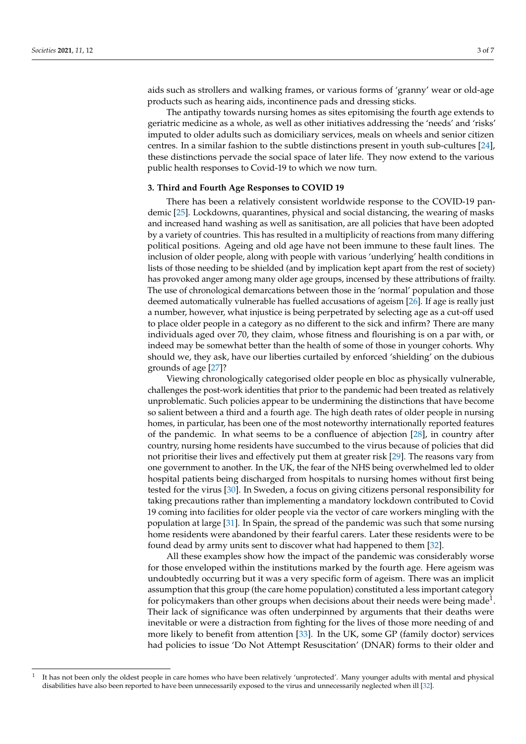aids such as strollers and walking frames, or various forms of 'granny' wear or old-age products such as hearing aids, incontinence pads and dressing sticks.

The antipathy towards nursing homes as sites epitomising the fourth age extends to geriatric medicine as a whole, as well as other initiatives addressing the 'needs' and 'risks' imputed to older adults such as domiciliary services, meals on wheels and senior citizen centres. In a similar fashion to the subtle distinctions present in youth sub-cultures [24], these distinctions pervade the social space of later life. They now extend to the various public health responses to Covid-19 to which we now turn.

## 3. Third and Fourth Age Responses to COVID 19

There has been a relatively consistent worldwide response to the COVID-19 pandemic [25]. Lockdowns, quarantines, physical and social distancing, the wearing of masks and increased hand washing as well as sanitisation, are all policies that have been adopted by a variety of countries. This has resulted in a multiplicity of reactions from many differing political positions. Ageing and old age have not been immune to these fault lines. The inclusion of older people, along with people with various 'underlying' health conditions in lists of those needing to be shielded (and by implication kept apart from the rest of society) has provoked anger among many older age groups, incensed by these attributions of frailty. The use of chronological demarcations between those in the 'normal' population and those deemed automatically vulnerable has fuelled accusations of ageism [26]. If age is really just a number, however, what injustice is being perpetrated by selecting age as a cut-off used to place older people in a category as no different to the sick and infirm? There are many individuals aged over 70, they claim, whose fitness and flourishing is on a par with, or indeed may be somewhat better than the health of some of those in younger cohorts. Why should we, they ask, have our liberties curtailed by enforced 'shielding' on the dubious grounds of age [27]?

Viewing chronologically categorised older people en bloc as physically vulnerable, challenges the post-work identities that prior to the pandemic had been treated as relatively unproblematic. Such policies appear to be undermining the distinctions that have become so salient between a third and a fourth age. The high death rates of older people in nursing homes, in particular, has been one of the most noteworthy internationally reported features of the pandemic. In what seems to be a confluence of abjection [28], in country after country, nursing home residents have succumbed to the virus because of policies that did not prioritise their lives and effectively put them at greater risk [29]. The reasons vary from one government to another. In the UK, the fear of the NHS being overwhelmed led to older hospital patients being discharged from hospitals to nursing homes without first being tested for the virus [30]. In Sweden, a focus on giving citizens personal responsibility for taking precautions rather than implementing a mandatory lockdown contributed to Covid 19 coming into facilities for older people via the vector of care workers mingling with the population at large [31]. In Spain, the spread of the pandemic was such that some nursing home residents were abandoned by their fearful carers. Later these residents were to be found dead by army units sent to discover what had happened to them [32].

All these examples show how the impact of the pandemic was considerably worse for those enveloped within the institutions marked by the fourth age. Here ageism was undoubtedly occurring but it was a very specific form of ageism. There was an implicit assumption that this group (the care home population) constituted a less important category for policymakers than other groups when decisions about their needs were being made[1]. Their lack of significance was often underpinned by arguments that their deaths were inevitable or were a distraction from fighting for the lives of those more needing of and more likely to benefit from attention [33]. In the UK, some GP (family doctor) services had policies to issue 'Do Not Attempt Resuscitation' (DNAR) forms to their older and

[1] It has not been only the oldest people in care homes who have been relatively 'unprotected'. Many younger adults with mental and physical disabilities have also been reported to have been unnecessarily exposed to the virus and unnecessarily neglected when ill [32].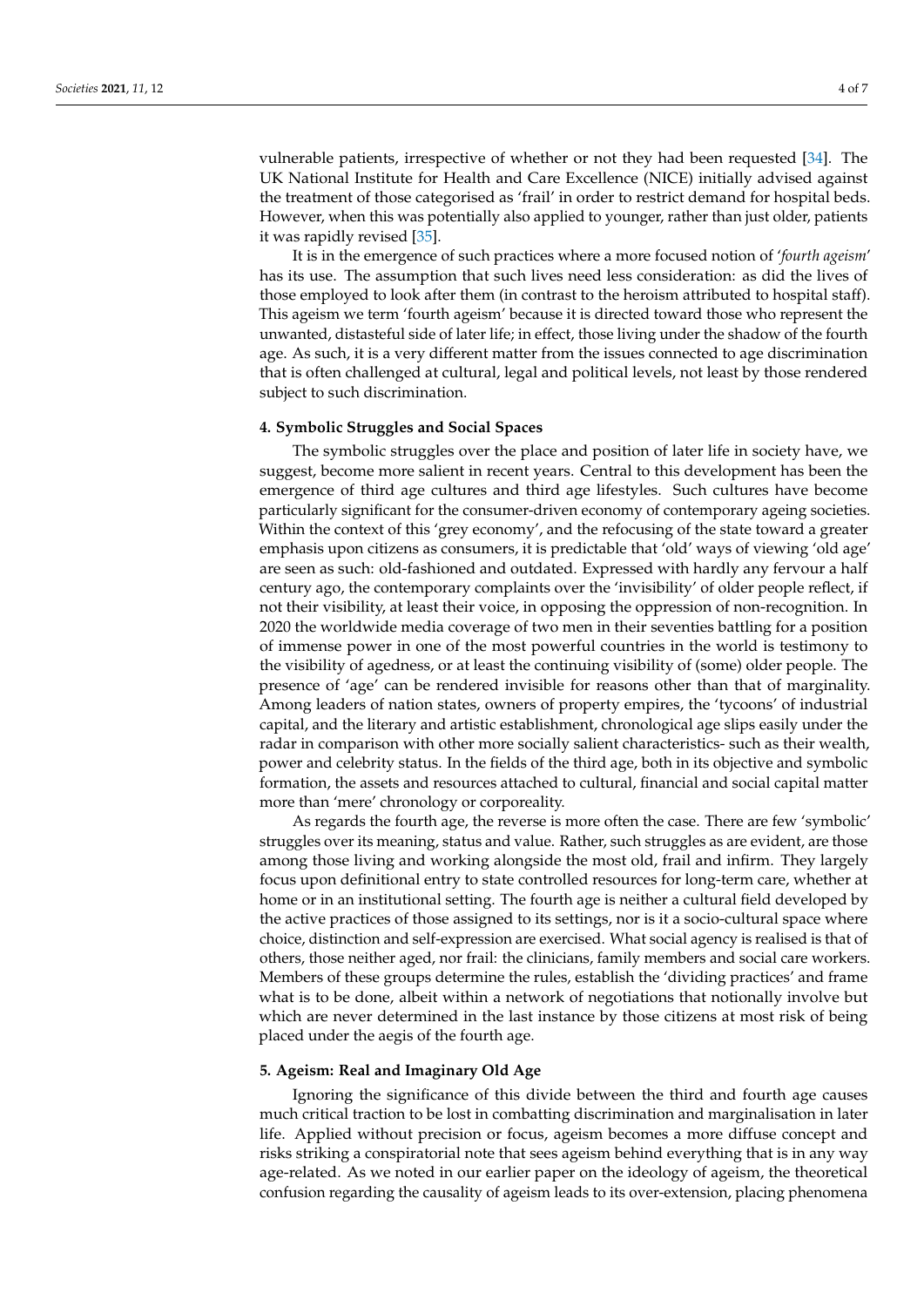vulnerable patients, irrespective of whether or not they had been requested [34]. The UK National Institute for Health and Care Excellence (NICE) initially advised against the treatment of those categorised as 'frail' in order to restrict demand for hospital beds. However, when this was potentially also applied to younger, rather than just older, patients it was rapidly revised [35].

It is in the emergence of such practices where a more focused notion of '*fourth ageism*' has its use. The assumption that such lives need less consideration: as did the lives of those employed to look after them (in contrast to the heroism attributed to hospital staff). This ageism we term 'fourth ageism' because it is directed toward those who represent the unwanted, distasteful side of later life; in effect, those living under the shadow of the fourth age. As such, it is a very different matter from the issues connected to age discrimination that is often challenged at cultural, legal and political levels, not least by those rendered subject to such discrimination.

## 4. Symbolic Struggles and Social Spaces

The symbolic struggles over the place and position of later life in society have, we suggest, become more salient in recent years. Central to this development has been the emergence of third age cultures and third age lifestyles. Such cultures have become particularly significant for the consumer-driven economy of contemporary ageing societies. Within the context of this 'grey economy', and the refocusing of the state toward a greater emphasis upon citizens as consumers, it is predictable that 'old' ways of viewing 'old age' are seen as such: old-fashioned and outdated. Expressed with hardly any fervour a half century ago, the contemporary complaints over the 'invisibility' of older people reflect, if not their visibility, at least their voice, in opposing the oppression of non-recognition. In 2020 the worldwide media coverage of two men in their seventies battling for a position of immense power in one of the most powerful countries in the world is testimony to the visibility of agedness, or at least the continuing visibility of (some) older people. The presence of 'age' can be rendered invisible for reasons other than that of marginality. Among leaders of nation states, owners of property empires, the 'tycoons' of industrial capital, and the literary and artistic establishment, chronological age slips easily under the radar in comparison with other more socially salient characteristics- such as their wealth, power and celebrity status. In the fields of the third age, both in its objective and symbolic formation, the assets and resources attached to cultural, financial and social capital matter more than 'mere' chronology or corporeality.

As regards the fourth age, the reverse is more often the case. There are few 'symbolic' struggles over its meaning, status and value. Rather, such struggles as are evident, are those among those living and working alongside the most old, frail and infirm. They largely focus upon definitional entry to state controlled resources for long-term care, whether at home or in an institutional setting. The fourth age is neither a cultural field developed by the active practices of those assigned to its settings, nor is it a socio-cultural space where choice, distinction and self-expression are exercised. What social agency is realised is that of others, those neither aged, nor frail: the clinicians, family members and social care workers. Members of these groups determine the rules, establish the 'dividing practices' and frame what is to be done, albeit within a network of negotiations that notionally involve but which are never determined in the last instance by those citizens at most risk of being placed under the aegis of the fourth age.

## 5. Ageism: Real and Imaginary Old Age

Ignoring the significance of this divide between the third and fourth age causes much critical traction to be lost in combatting discrimination and marginalisation in later life. Applied without precision or focus, ageism becomes a more diffuse concept and risks striking a conspiratorial note that sees ageism behind everything that is in any way age-related. As we noted in our earlier paper on the ideology of ageism, the theoretical confusion regarding the causality of ageism leads to its over-extension, placing phenomena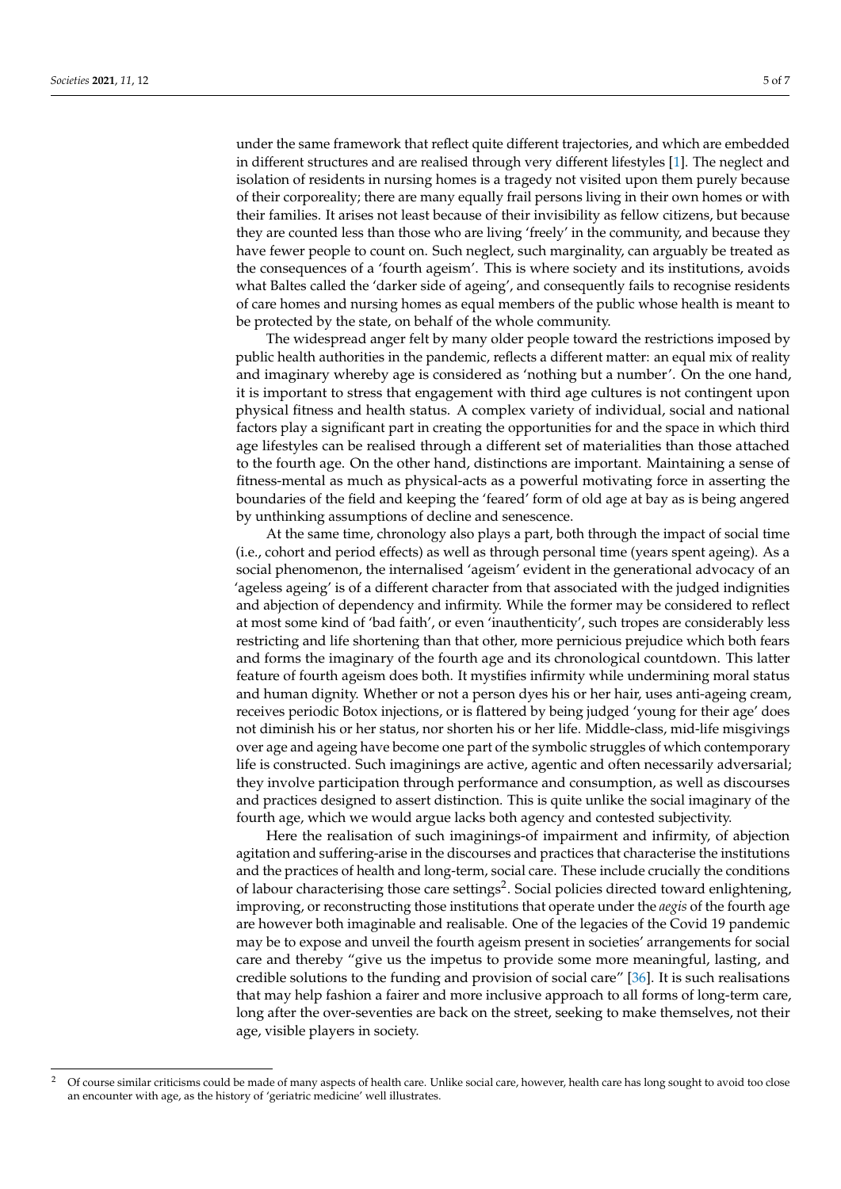under the same framework that reflect quite different trajectories, and which are embedded in different structures and are realised through very different lifestyles [1]. The neglect and isolation of residents in nursing homes is a tragedy not visited upon them purely because of their corporeality; there are many equally frail persons living in their own homes or with their families. It arises not least because of their invisibility as fellow citizens, but because they are counted less than those who are living 'freely' in the community, and because they have fewer people to count on. Such neglect, such marginality, can arguably be treated as the consequences of a 'fourth ageism'. This is where society and its institutions, avoids what Baltes called the 'darker side of ageing', and consequently fails to recognise residents of care homes and nursing homes as equal members of the public whose health is meant to be protected by the state, on behalf of the whole community.

The widespread anger felt by many older people toward the restrictions imposed by public health authorities in the pandemic, reflects a different matter: an equal mix of reality and imaginary whereby age is considered as 'nothing but a number'. On the one hand, it is important to stress that engagement with third age cultures is not contingent upon physical fitness and health status. A complex variety of individual, social and national factors play a significant part in creating the opportunities for and the space in which third age lifestyles can be realised through a different set of materialities than those attached to the fourth age. On the other hand, distinctions are important. Maintaining a sense of fitness-mental as much as physical-acts as a powerful motivating force in asserting the boundaries of the field and keeping the 'feared' form of old age at bay as is being angered by unthinking assumptions of decline and senescence.

At the same time, chronology also plays a part, both through the impact of social time (i.e., cohort and period effects) as well as through personal time (years spent ageing). As a social phenomenon, the internalised 'ageism' evident in the generational advocacy of an 'ageless ageing' is of a different character from that associated with the judged indignities and abjection of dependency and infirmity. While the former may be considered to reflect at most some kind of 'bad faith', or even 'inauthenticity', such tropes are considerably less restricting and life shortening than that other, more pernicious prejudice which both fears and forms the imaginary of the fourth age and its chronological countdown. This latter feature of fourth ageism does both. It mystifies infirmity while undermining moral status and human dignity. Whether or not a person dyes his or her hair, uses anti-ageing cream, receives periodic Botox injections, or is flattered by being judged 'young for their age' does not diminish his or her status, nor shorten his or her life. Middle-class, mid-life misgivings over age and ageing have become one part of the symbolic struggles of which contemporary life is constructed. Such imaginings are active, agentic and often necessarily adversarial; they involve participation through performance and consumption, as well as discourses and practices designed to assert distinction. This is quite unlike the social imaginary of the fourth age, which we would argue lacks both agency and contested subjectivity.

Here the realisation of such imaginings-of impairment and infirmity, of abjection agitation and suffering-arise in the discourses and practices that characterise the institutions and the practices of health and long-term, social care. These include crucially the conditions of labour characterising those care settings[2]. Social policies directed toward enlightening, improving, or reconstructing those institutions that operate under the *aegis* of the fourth age are however both imaginable and realisable. One of the legacies of the Covid 19 pandemic may be to expose and unveil the fourth ageism present in societies' arrangements for social care and thereby "give us the impetus to provide some more meaningful, lasting, and credible solutions to the funding and provision of social care" [36]. It is such realisations that may help fashion a fairer and more inclusive approach to all forms of long-term care, long after the over-seventies are back on the street, seeking to make themselves, not their age, visible players in society.

---

[2] Of course similar criticisms could be made of many aspects of health care. Unlike social care, however, health care has long sought to avoid too close an encounter with age, as the history of 'geriatric medicine' well illustrates.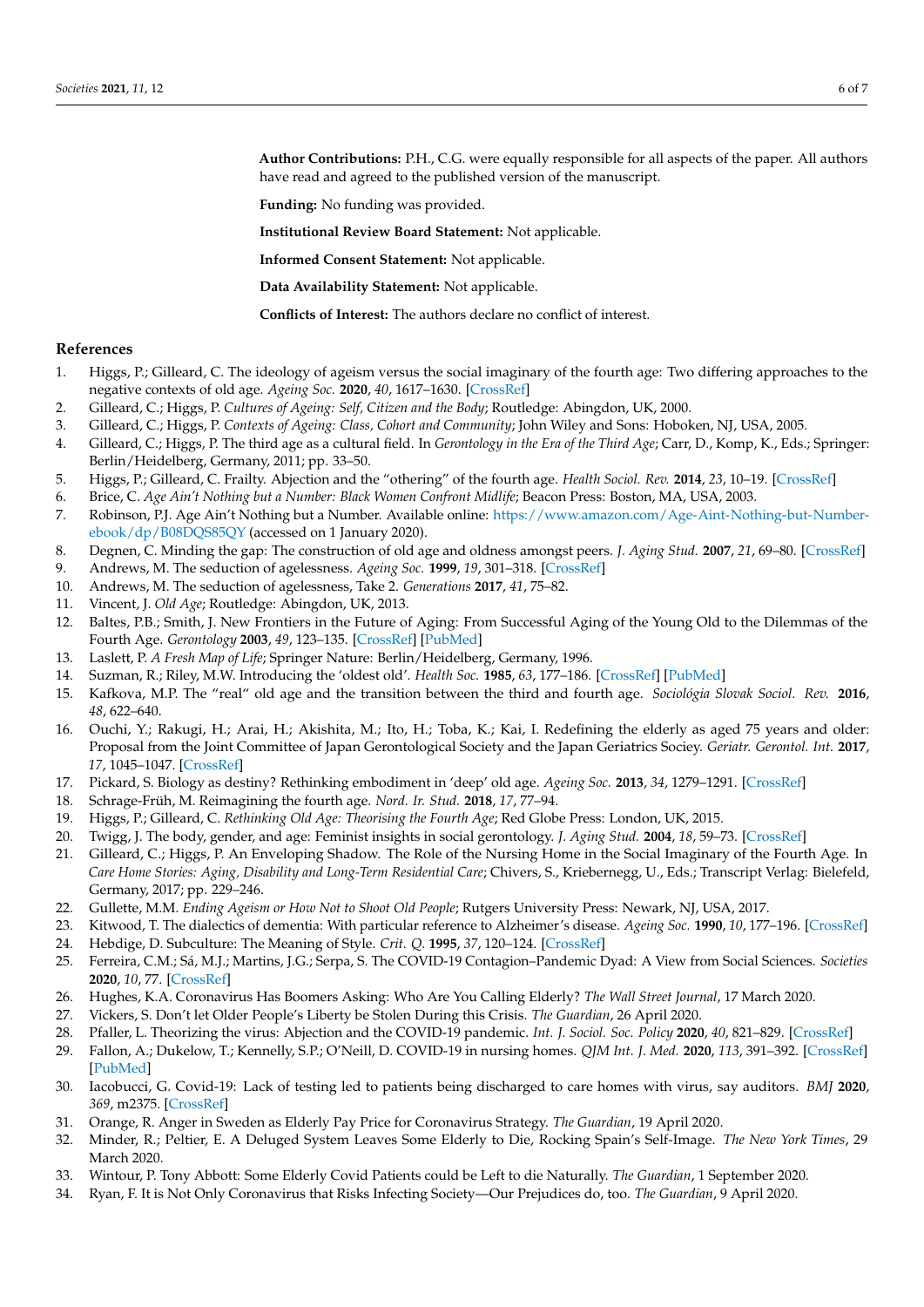**Author Contributions:** P.H., C.G. were equally responsible for all aspects of the paper. All authors have read and agreed to the published version of the manuscript.

**Funding:** No funding was provided.

**Institutional Review Board Statement:** Not applicable.

**Informed Consent Statement:** Not applicable.

**Data Availability Statement:** Not applicable.

**Conflicts of Interest:** The authors declare no conflict of interest.

## References

1. Higgs, P.; Gilleard, C. The ideology of ageism versus the social imaginary of the fourth age: Two differing approaches to the negative contexts of old age. *Ageing Soc.* **2020**, *40*, 1617–1630. [CrossRef]
2. Gilleard, C.; Higgs, P. *Cultures of Ageing: Self, Citizen and the Body*; Routledge: Abingdon, UK, 2000.
3. Gilleard, C.; Higgs, P. *Contexts of Ageing: Class, Cohort and Community*; John Wiley and Sons: Hoboken, NJ, USA, 2005.
4. Gilleard, C.; Higgs, P. The third age as a cultural field. In *Gerontology in the Era of the Third Age*; Carr, D., Komp, K., Eds.; Springer: Berlin/Heidelberg, Germany, 2011; pp. 33–50.
5. Higgs, P.; Gilleard, C. Frailty. Abjection and the "othering" of the fourth age. *Health Sociol. Rev.* **2014**, *23*, 10–19. [CrossRef]
6. Brice, C. *Age Ain't Nothing but a Number: Black Women Confront Midlife*; Beacon Press: Boston, MA, USA, 2003.
7. Robinson, P.J. Age Ain't Nothing but a Number. Available online: https://www.amazon.com/Age-Aint-Nothing-but-Number-ebook/dp/B08DQS85QY (accessed on 1 January 2020).
8. Degnen, C. Minding the gap: The construction of old age and oldness amongst peers. *J. Aging Stud.* **2007**, *21*, 69–80. [CrossRef]
9. Andrews, M. The seduction of agelessness. *Ageing Soc.* **1999**, *19*, 301–318. [CrossRef]
10. Andrews, M. The seduction of agelessness, Take 2. *Generations* **2017**, *41*, 75–82.
11. Vincent, J. *Old Age*; Routledge: Abingdon, UK, 2013.
12. Baltes, P.B.; Smith, J. New Frontiers in the Future of Aging: From Successful Aging of the Young Old to the Dilemmas of the Fourth Age. *Gerontology* **2003**, *49*, 123–135. [CrossRef] [PubMed]
13. Laslett, P. *A Fresh Map of Life*; Springer Nature: Berlin/Heidelberg, Germany, 1996.
14. Suzman, R.; Riley, M.W. Introducing the 'oldest old'. *Health Soc.* **1985**, *63*, 177–186. [CrossRef] [PubMed]
15. Kafkova, M.P. The "real" old age and the transition between the third and fourth age. *Sociológia Slovak Sociol. Rev.* **2016**, *48*, 622–640.
16. Ouchi, Y.; Rakugi, H.; Arai, H.; Akishita, M.; Ito, H.; Toba, K.; Kai, I. Redefining the elderly as aged 75 years and older: Proposal from the Joint Committee of Japan Gerontological Society and the Japan Geriatrics Sociey. *Geriatr. Gerontol. Int.* **2017**, *17*, 1045–1047. [CrossRef]
17. Pickard, S. Biology as destiny? Rethinking embodiment in 'deep' old age. *Ageing Soc.* **2013**, *34*, 1279–1291. [CrossRef]
18. Schrage-Früh, M. Reimagining the fourth age. *Nord. Ir. Stud.* **2018**, *17*, 77–94.
19. Higgs, P.; Gilleard, C. *Rethinking Old Age: Theorising the Fourth Age*; Red Globe Press: London, UK, 2015.
20. Twigg, J. The body, gender, and age: Feminist insights in social gerontology. *J. Aging Stud.* **2004**, *18*, 59–73. [CrossRef]
21. Gilleard, C.; Higgs, P. An Enveloping Shadow. The Role of the Nursing Home in the Social Imaginary of the Fourth Age. In *Care Home Stories: Aging, Disability and Long-Term Residential Care*; Chivers, S., Kriebernegg, U., Eds.; Transcript Verlag: Bielefeld, Germany, 2017; pp. 229–246.
22. Gullette, M.M. *Ending Ageism or How Not to Shoot Old People*; Rutgers University Press: Newark, NJ, USA, 2017.
23. Kitwood, T. The dialectics of dementia: With particular reference to Alzheimer's disease. *Ageing Soc.* **1990**, *10*, 177–196. [CrossRef]
24. Hebdige, D. Subculture: The Meaning of Style. *Crit. Q.* **1995**, *37*, 120–124. [CrossRef]
25. Ferreira, C.M.; Sá, M.J.; Martins, J.G.; Serpa, S. The COVID-19 Contagion–Pandemic Dyad: A View from Social Sciences. *Societies* **2020**, *10*, 77. [CrossRef]
26. Hughes, K.A. Coronavirus Has Boomers Asking: Who Are You Calling Elderly? *The Wall Street Journal*, 17 March 2020.
27. Vickers, S. Don't let Older People's Liberty be Stolen During this Crisis. *The Guardian*, 26 April 2020.
28. Pfaller, L. Theorizing the virus: Abjection and the COVID-19 pandemic. *Int. J. Sociol. Soc. Policy* **2020**, *40*, 821–829. [CrossRef]
29. Fallon, A.; Dukelow, T.; Kennelly, S.P.; O'Neill, D. COVID-19 in nursing homes. *QJM Int. J. Med.* **2020**, *113*, 391–392. [CrossRef] [PubMed]
30. Iacobucci, G. Covid-19: Lack of testing led to patients being discharged to care homes with virus, say auditors. *BMJ* **2020**, *369*, m2375. [CrossRef]
31. Orange, R. Anger in Sweden as Elderly Pay Price for Coronavirus Strategy. *The Guardian*, 19 April 2020.
32. Minder, R.; Peltier, E. A Deluged System Leaves Some Elderly to Die, Rocking Spain's Self-Image. *The New York Times*, 29 March 2020.
33. Wintour, P. Tony Abbott: Some Elderly Covid Patients could be Left to die Naturally. *The Guardian*, 1 September 2020.
34. Ryan, F. It is Not Only Coronavirus that Risks Infecting Society—Our Prejudices do, too. *The Guardian*, 9 April 2020.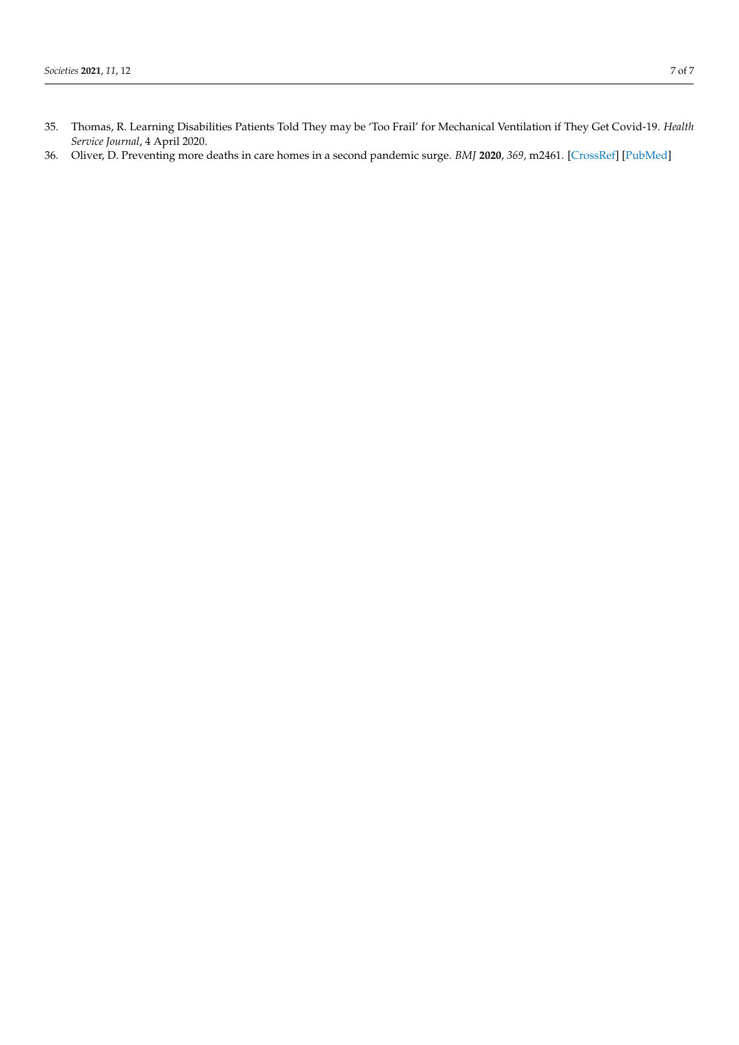35. Thomas, R. Learning Disabilities Patients Told They may be 'Too Frail' for Mechanical Ventilation if They Get Covid-19. *Health Service Journal*, 4 April 2020.
36. Oliver, D. Preventing more deaths in care homes in a second pandemic surge. *BMJ* **2020**, *369*, m2461. [CrossRef] [PubMed]